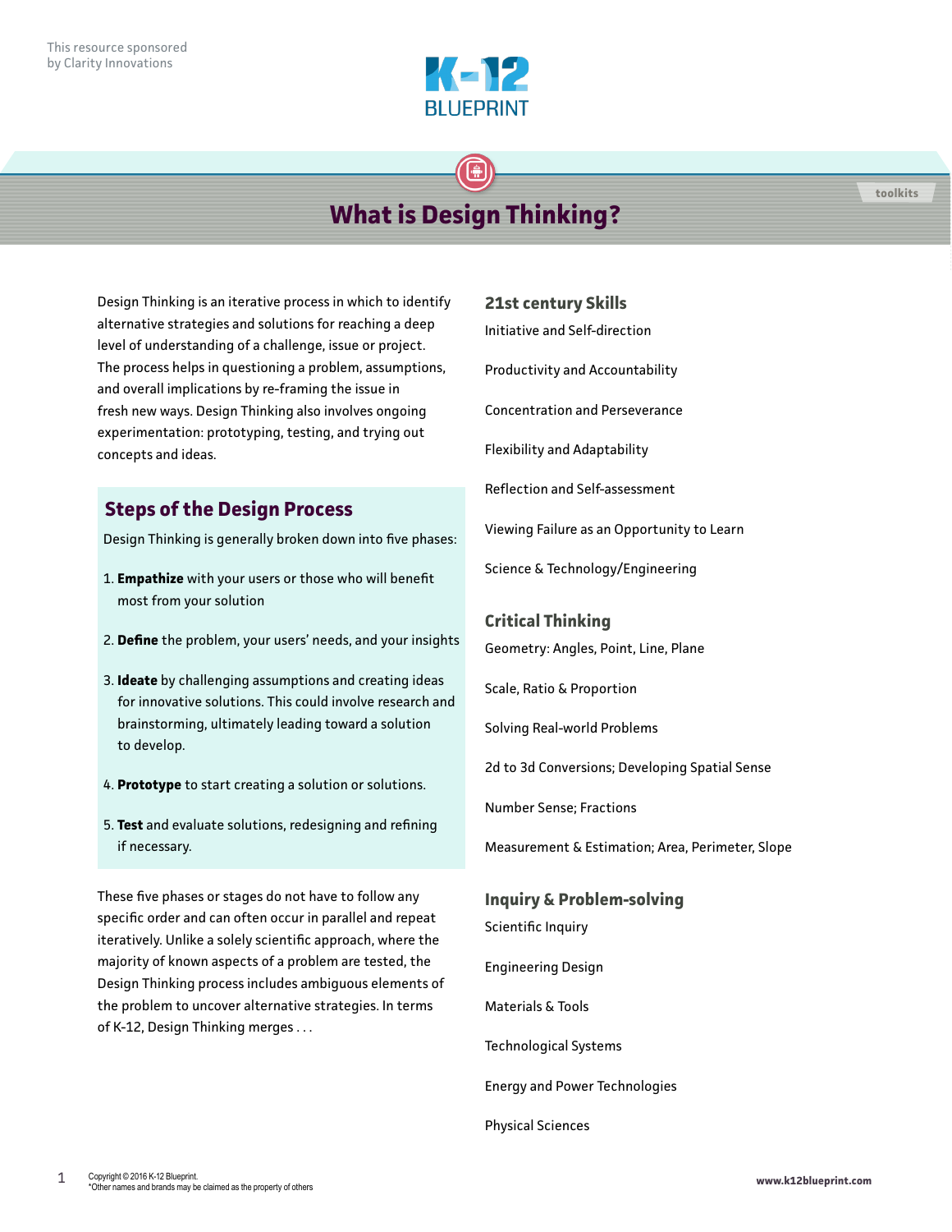This resource sponsored by Clarity Innovations

K-12 BLUEPRINT

toolkits

# What is Design Thinking?

Design Thinking is an iterative process in which to identify alternative strategies and solutions for reaching a deep level of understanding of a challenge, issue or project. The process helps in questioning a problem, assumptions, and overall implications by re-framing the issue in fresh new ways. Design Thinking also involves ongoing experimentation: prototyping, testing, and trying out concepts and ideas.

## Steps of the Design Process

Design Thinking is generally broken down into five phases:

1. **Empathize** with your users or those who will benefit most from your solution
2. **Define** the problem, your users' needs, and your insights
3. **Ideate** by challenging assumptions and creating ideas for innovative solutions. This could involve research and brainstorming, ultimately leading toward a solution to develop.
4. **Prototype** to start creating a solution or solutions.
5. **Test** and evaluate solutions, redesigning and refining if necessary.

These five phases or stages do not have to follow any specific order and can often occur in parallel and repeat iteratively. Unlike a solely scientific approach, where the majority of known aspects of a problem are tested, the Design Thinking process includes ambiguous elements of the problem to uncover alternative strategies. In terms of K-12, Design Thinking merges . . .

## 21st century Skills

Initiative and Self-direction

Productivity and Accountability

Concentration and Perseverance

Flexibility and Adaptability

Reflection and Self-assessment

Viewing Failure as an Opportunity to Learn

Science & Technology/Engineering

## Critical Thinking

Geometry: Angles, Point, Line, Plane

Scale, Ratio & Proportion

Solving Real-world Problems

2d to 3d Conversions; Developing Spatial Sense

Number Sense; Fractions

Measurement & Estimation; Area, Perimeter, Slope

## Inquiry & Problem-solving

Scientific Inquiry

Engineering Design

Materials & Tools

Technological Systems

Energy and Power Technologies

Physical Sciences

Copyright © 2016 K-12 Blueprint.
*Other names and brands may be claimed as the property of others

www.k12blueprint.com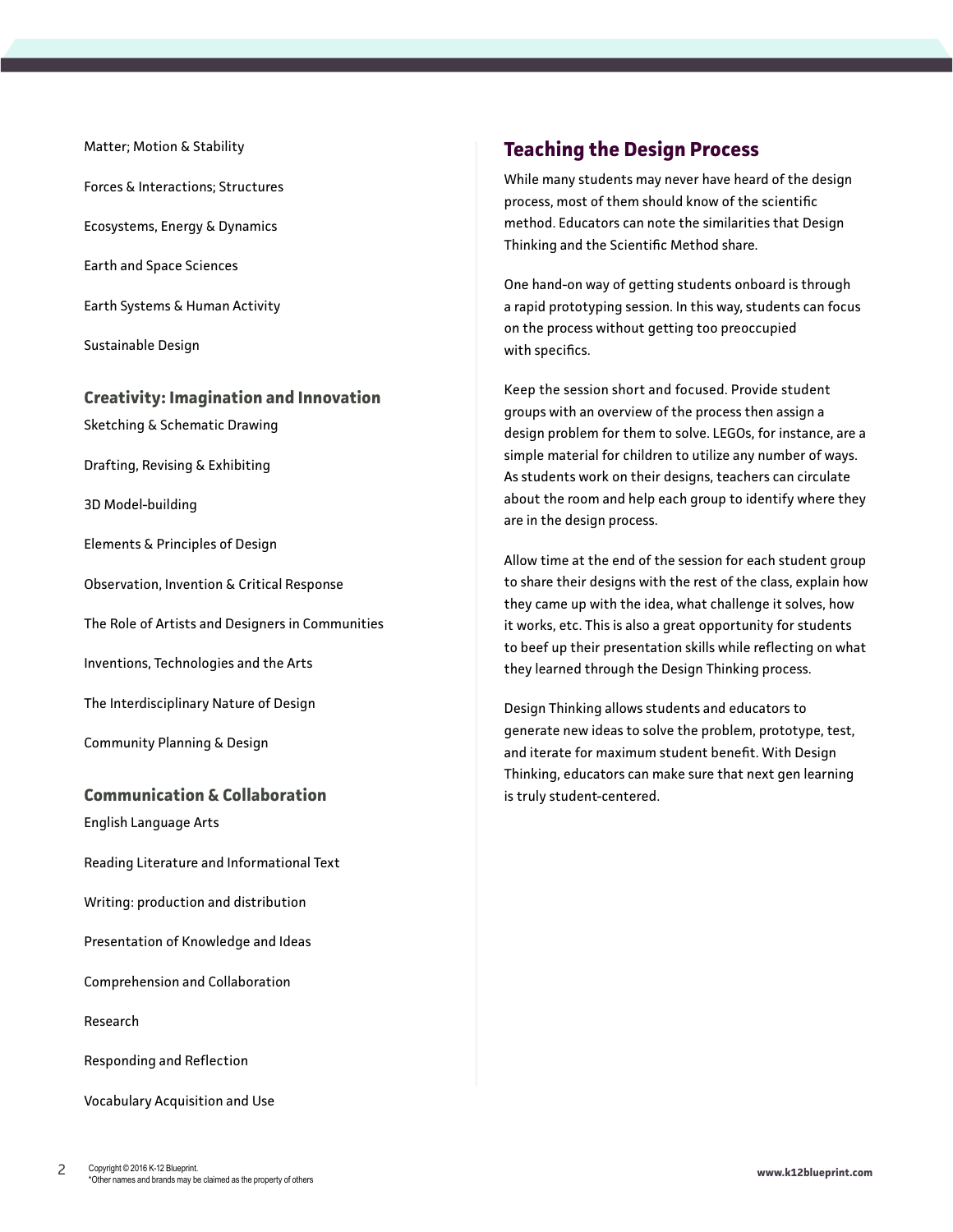Matter; Motion & Stability

Forces & Interactions; Structures

Ecosystems, Energy & Dynamics

Earth and Space Sciences

Earth Systems & Human Activity

Sustainable Design

### Creativity: Imagination and Innovation

Sketching & Schematic Drawing

Drafting, Revising & Exhibiting

3D Model-building

Elements & Principles of Design

Observation, Invention & Critical Response

The Role of Artists and Designers in Communities

Inventions, Technologies and the Arts

The Interdisciplinary Nature of Design

Community Planning & Design

### Communication & Collaboration

English Language Arts

Reading Literature and Informational Text

Writing: production and distribution

Presentation of Knowledge and Ideas

Comprehension and Collaboration

Research

Responding and Reflection

Vocabulary Acquisition and Use

## Teaching the Design Process

While many students may never have heard of the design process, most of them should know of the scientific method. Educators can note the similarities that Design Thinking and the Scientific Method share.

One hand-on way of getting students onboard is through a rapid prototyping session. In this way, students can focus on the process without getting too preoccupied with specifics.

Keep the session short and focused. Provide student groups with an overview of the process then assign a design problem for them to solve. LEGOs, for instance, are a simple material for children to utilize any number of ways. As students work on their designs, teachers can circulate about the room and help each group to identify where they are in the design process.

Allow time at the end of the session for each student group to share their designs with the rest of the class, explain how they came up with the idea, what challenge it solves, how it works, etc. This is also a great opportunity for students to beef up their presentation skills while reflecting on what they learned through the Design Thinking process.

Design Thinking allows students and educators to generate new ideas to solve the problem, prototype, test, and iterate for maximum student benefit. With Design Thinking, educators can make sure that next gen learning is truly student-centered.

Copyright © 2016 K-12 Blueprint.
*Other names and brands may be claimed as the property of others

www.k12blueprint.com